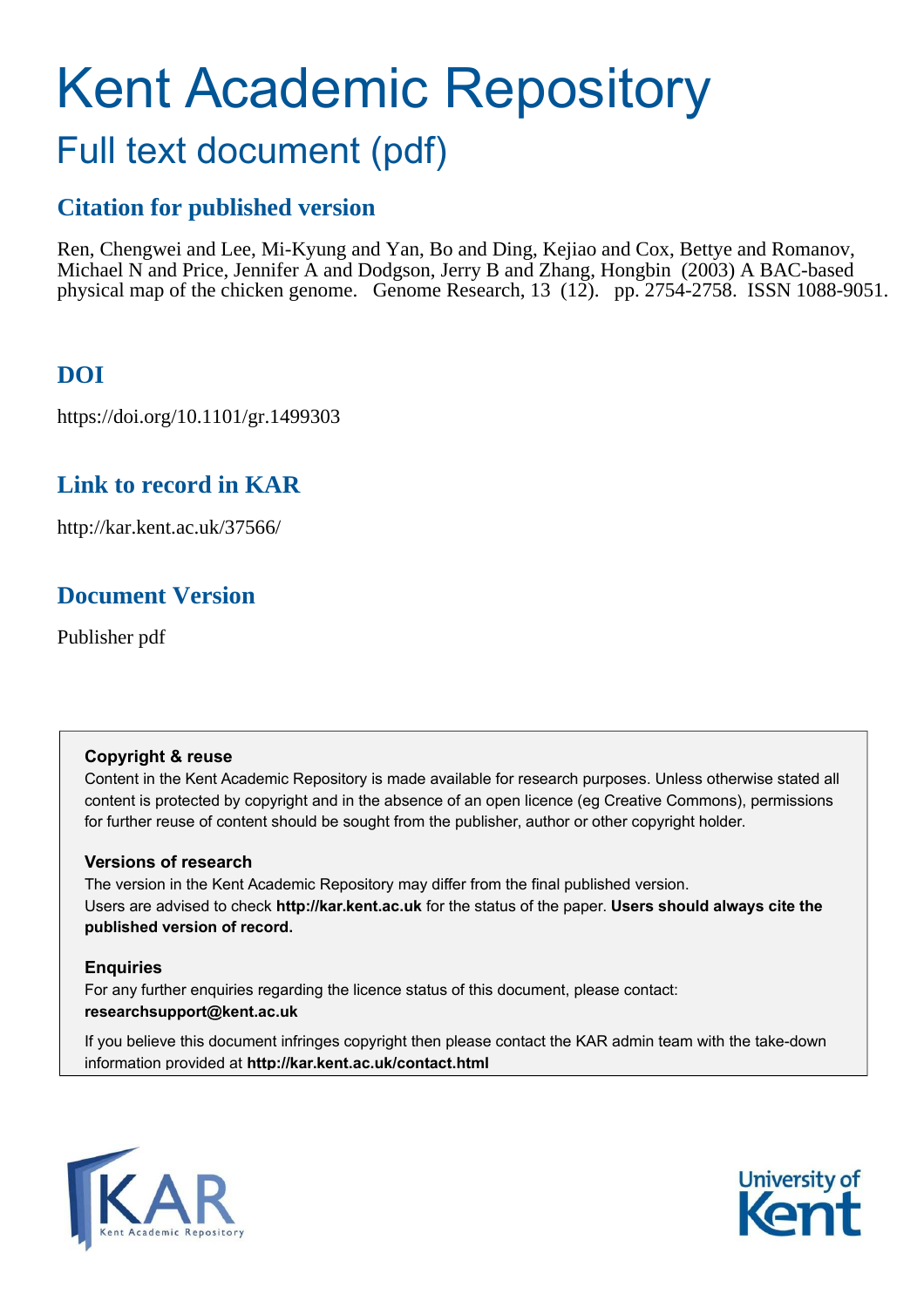# Kent Academic Repository

## Full text document (pdf)

### Citation for published version

Ren, Chengwei and Lee, Mi-Kyung and Yan, Bo and Ding, Kejiao and Cox, Bettye and Romanov, Michael N and Price, Jennifer A and Dodgson, Jerry B and Zhang, Hongbin (2003) A BAC-based physical map of the chicken genome. Genome Research, 13 (12). pp. 2754-2758. ISSN 1088-9051.

### DOI

https://doi.org/10.1101/gr.1499303

### Link to record in KAR

http://kar.kent.ac.uk/37566/

### Document Version

Publisher pdf

**Copyright & reuse**

Content in the Kent Academic Repository is made available for research purposes. Unless otherwise stated all content is protected by copyright and in the absence of an open licence (eg Creative Commons), permissions for further reuse of content should be sought from the publisher, author or other copyright holder.

**Versions of research**

The version in the Kent Academic Repository may differ from the final published version. Users are advised to check **http://kar.kent.ac.uk** for the status of the paper. **Users should always cite the published version of record.**

**Enquiries**

For any further enquiries regarding the licence status of this document, please contact: **researchsupport@kent.ac.uk**

If you believe this document infringes copyright then please contact the KAR admin team with the take-down information provided at **http://kar.kent.ac.uk/contact.html**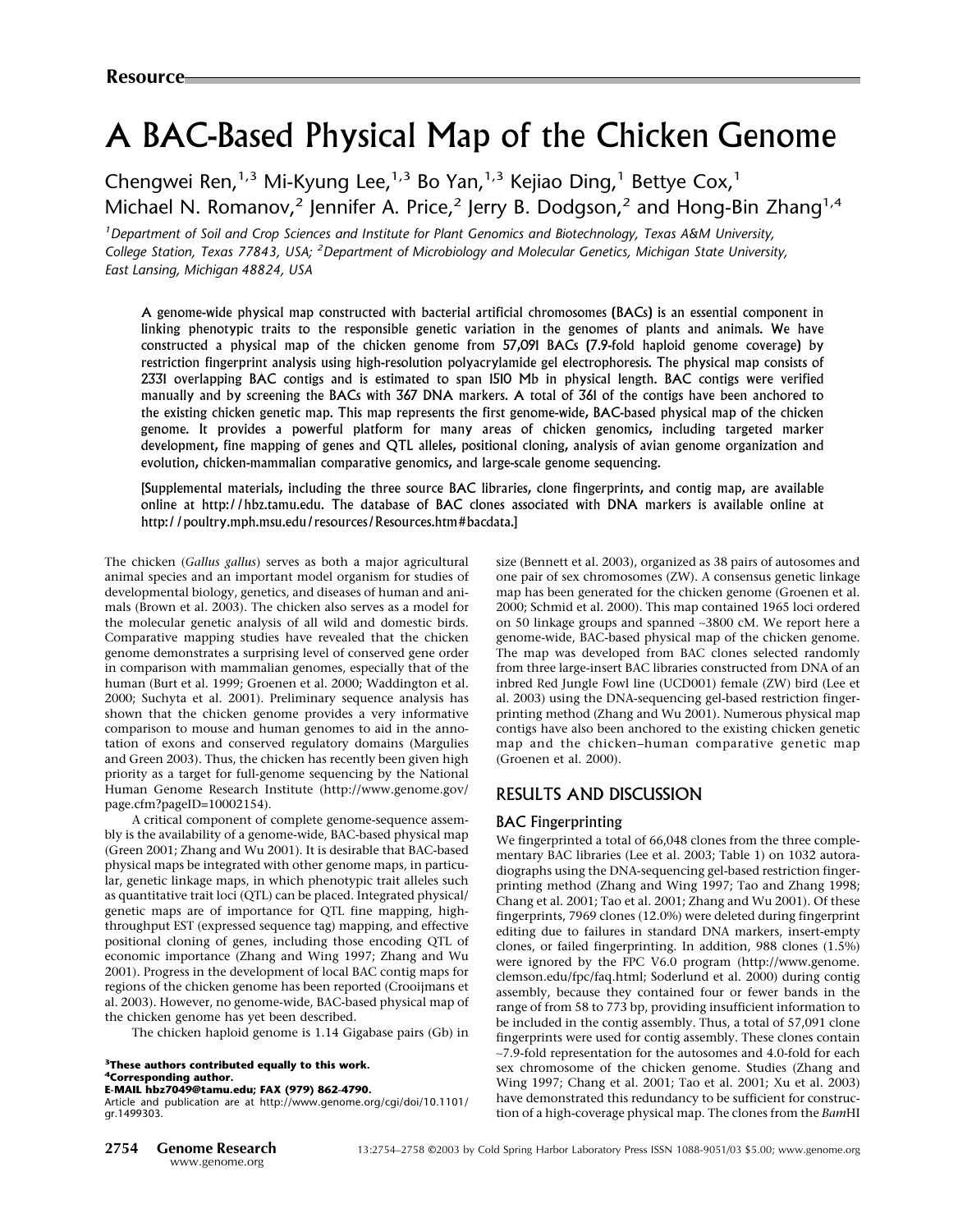**Resource**

# A BAC-Based Physical Map of the Chicken Genome

Chengwei Ren,[1,3] Mi-Kyung Lee,[1,3] Bo Yan,[1,3] Kejiao Ding,[1] Bettye Cox,[1] Michael N. Romanov,[2] Jennifer A. Price,[2] Jerry B. Dodgson,[2] and Hong-Bin Zhang[1,4]

[1]Department of Soil and Crop Sciences and Institute for Plant Genomics and Biotechnology, Texas A&M University, College Station, Texas 77843, USA; [2]Department of Microbiology and Molecular Genetics, Michigan State University, East Lansing, Michigan 48824, USA

**A genome-wide physical map constructed with bacterial artificial chromosomes (BACs) is an essential component in linking phenotypic traits to the responsible genetic variation in the genomes of plants and animals. We have constructed a physical map of the chicken genome from 57,091 BACs (7.9-fold haploid genome coverage) by restriction fingerprint analysis using high-resolution polyacrylamide gel electrophoresis. The physical map consists of 2331 overlapping BAC contigs and is estimated to span 1510 Mb in physical length. BAC contigs were verified manually and by screening the BACs with 367 DNA markers. A total of 361 of the contigs have been anchored to the existing chicken genetic map. This map represents the first genome-wide, BAC-based physical map of the chicken genome. It provides a powerful platform for many areas of chicken genomics, including targeted marker development, fine mapping of genes and QTL alleles, positional cloning, analysis of avian genome organization and evolution, chicken-mammalian comparative genomics, and large-scale genome sequencing.**

[Supplemental materials, including the three source BAC libraries, clone fingerprints, and contig map, are available online at http://hbz.tamu.edu. The database of BAC clones associated with DNA markers is available online at http://poultry.mph.msu.edu/resources/Resources.htm#bacdata.]

The chicken (*Gallus gallus*) serves as both a major agricultural animal species and an important model organism for studies of developmental biology, genetics, and diseases of human and animals (Brown et al. 2003). The chicken also serves as a model for the molecular genetic analysis of all wild and domestic birds. Comparative mapping studies have revealed that the chicken genome demonstrates a surprising level of conserved gene order in comparison with mammalian genomes, especially that of the human (Burt et al. 1999; Groenen et al. 2000; Waddington et al. 2000; Suchyta et al. 2001). Preliminary sequence analysis has shown that the chicken genome provides a very informative comparison to mouse and human genomes to aid in the annotation of exons and conserved regulatory domains (Margulies and Green 2003). Thus, the chicken has recently been given high priority as a target for full-genome sequencing by the National Human Genome Research Institute (http://www.genome.gov/page.cfm?pageID=10002154).

A critical component of complete genome-sequence assembly is the availability of a genome-wide, BAC-based physical map (Green 2001; Zhang and Wu 2001). It is desirable that BAC-based physical maps be integrated with other genome maps, in particular, genetic linkage maps, in which phenotypic trait alleles such as quantitative trait loci (QTL) can be placed. Integrated physical/genetic maps are of importance for QTL fine mapping, high-throughput EST (expressed sequence tag) mapping, and effective positional cloning of genes, including those encoding QTL of economic importance (Zhang and Wing 1997; Zhang and Wu 2001). Progress in the development of local BAC contig maps for regions of the chicken genome has been reported (Crooijmans et al. 2003). However, no genome-wide, BAC-based physical map of the chicken genome has yet been described.

The chicken haploid genome is 1.14 Gigabase pairs (Gb) in size (Bennett et al. 2003), organized as 38 pairs of autosomes and one pair of sex chromosomes (ZW). A consensus genetic linkage map has been generated for the chicken genome (Groenen et al. 2000; Schmid et al. 2000). This map contained 1965 loci ordered on 50 linkage groups and spanned ~3800 cM. We report here a genome-wide, BAC-based physical map of the chicken genome. The map was developed from BAC clones selected randomly from three large-insert BAC libraries constructed from DNA of an inbred Red Jungle Fowl line (UCD001) female (ZW) bird (Lee et al. 2003) using the DNA-sequencing gel-based restriction fingerprinting method (Zhang and Wu 2001). Numerous physical map contigs have also been anchored to the existing chicken genetic map and the chicken–human comparative genetic map (Groenen et al. 2000).

## RESULTS AND DISCUSSION

### BAC Fingerprinting

We fingerprinted a total of 66,048 clones from the three complementary BAC libraries (Lee et al. 2003; Table 1) on 1032 autoradiographs using the DNA-sequencing gel-based restriction fingerprinting method (Zhang and Wing 1997; Tao and Zhang 1998; Chang et al. 2001; Tao et al. 2001; Zhang and Wu 2001). Of these fingerprints, 7969 clones (12.0%) were deleted during fingerprint editing due to failures in standard DNA markers, insert-empty clones, or failed fingerprinting. In addition, 988 clones (1.5%) were ignored by the FPC V6.0 program (http://www.genome.clemson.edu/fpc/faq.html; Soderlund et al. 2000) during contig assembly, because they contained four or fewer bands in the range of from 58 to 773 bp, providing insufficient information to be included in the contig assembly. Thus, a total of 57,091 clone fingerprints were used for contig assembly. These clones contain ~7.9-fold representation for the autosomes and 4.0-fold for each sex chromosome of the chicken genome. Studies (Zhang and Wing 1997; Chang et al. 2001; Tao et al. 2001; Xu et al. 2003) have demonstrated this redundancy to be sufficient for construction of a high-coverage physical map. The clones from the *Bam*HI

[3]These authors contributed equally to this work.
[4]Corresponding author.
E-MAIL hbz7049@tamu.edu; FAX (979) 862-4790.
Article and publication are at http://www.genome.org/cgi/doi/10.1101/gr.1499303.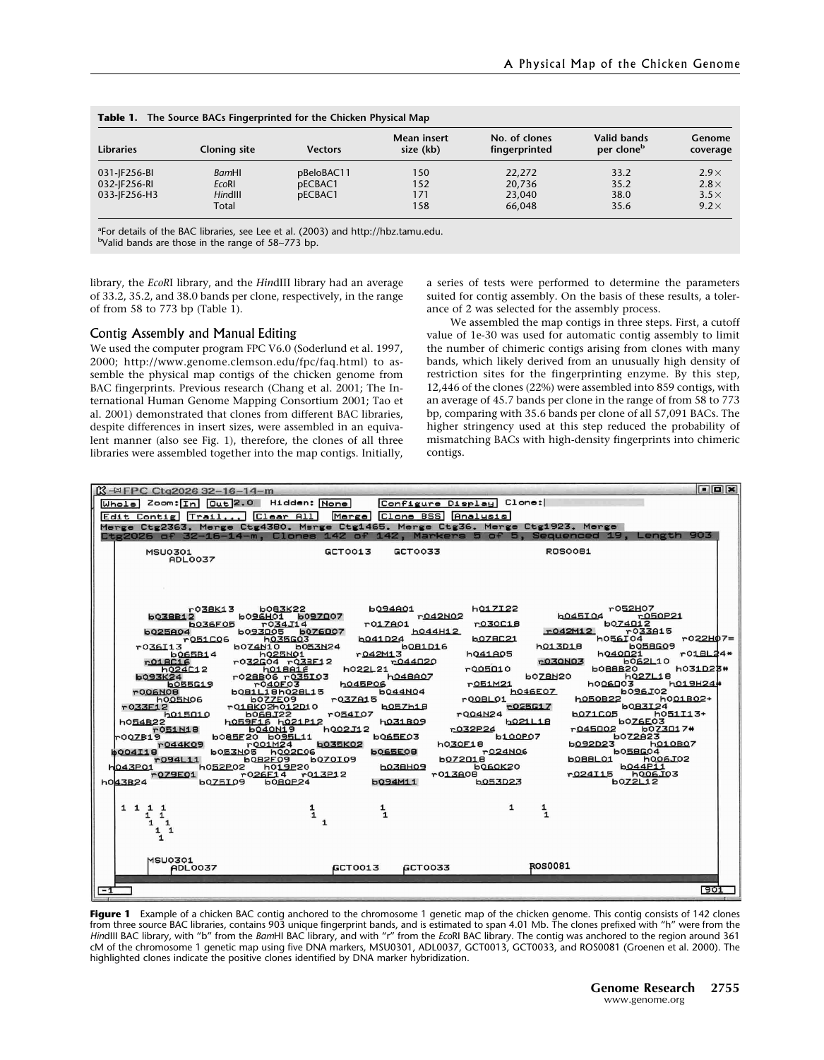**Table 1.** The Source BACs Fingerprinted for the Chicken Physical Map

| Libraries | Cloning site | Vectors | Mean insert size (kb) | No. of clones fingerprinted | Valid bands per clone[b] | Genome coverage |
|---|---|---|---|---|---|---|
| 031-JF256-BI | *Bam*HI | pBeloBAC11 | 150 | 22,272 | 33.2 | 2.9× |
| 032-JF256-RI | *Eco*RI | pECBAC1 | 152 | 20,736 | 35.2 | 2.8× |
| 033-JF256-H3 | *Hin*dIII | pECBAC1 | 171 | 23,040 | 38.0 | 3.5× |
| | Total | | 158 | 66,048 | 35.6 | 9.2× |

[a]For details of the BAC libraries, see Lee et al. (2003) and http://hbz.tamu.edu.
[b]Valid bands are those in the range of 58–773 bp.

library, the *Eco*RI library, and the *Hin*dIII library had an average of 33.2, 35.2, and 38.0 bands per clone, respectively, in the range of from 58 to 773 bp (Table 1).

## Contig Assembly and Manual Editing

We used the computer program FPC V6.0 (Soderlund et al. 1997, 2000; http://www.genome.clemson.edu/fpc/faq.html) to assemble the physical map contigs of the chicken genome from BAC fingerprints. Previous research (Chang et al. 2001; The International Human Genome Mapping Consortium 2001; Tao et al. 2001) demonstrated that clones from different BAC libraries, despite differences in insert sizes, were assembled in an equivalent manner (also see Fig. 1), therefore, the clones of all three libraries were assembled together into the map contigs. Initially, a series of tests were performed to determine the parameters suited for contig assembly. On the basis of these results, a tolerance of 2 was selected for the assembly process.

We assembled the map contigs in three steps. First, a cutoff value of 1e-30 was used for automatic contig assembly to limit the number of chimeric contigs arising from clones with many bands, which likely derived from an unusually high density of restriction sites for the fingerprinting enzyme. By this step, 12,446 of the clones (22%) were assembled into 859 contigs, with an average of 45.7 bands per clone in the range of from 58 to 773 bp, comparing with 35.6 bands per clone of all 57,091 BACs. The higher stringency used at this step reduced the probability of mismatching BACs with high-density fingerprints into chimeric contigs.

**Figure 1** Example of a chicken BAC contig anchored to the chromosome 1 genetic map of the chicken genome. This contig consists of 142 clones from three source BAC libraries, contains 903 unique fingerprint bands, and is estimated to span 4.01 Mb. The clones prefixed with "h" were from the *Hin*dIII BAC library, with "b" from the *Bam*HI BAC library, and with "r" from the *Eco*RI BAC library. The contig was anchored to the region around 361 cM of the chromosome 1 genetic map using five DNA markers, MSU0301, ADL0037, GCT0013, GCT0033, and ROS0081 (Groenen et al. 2000). The highlighted clones indicate the positive clones identified by DNA marker hybridization.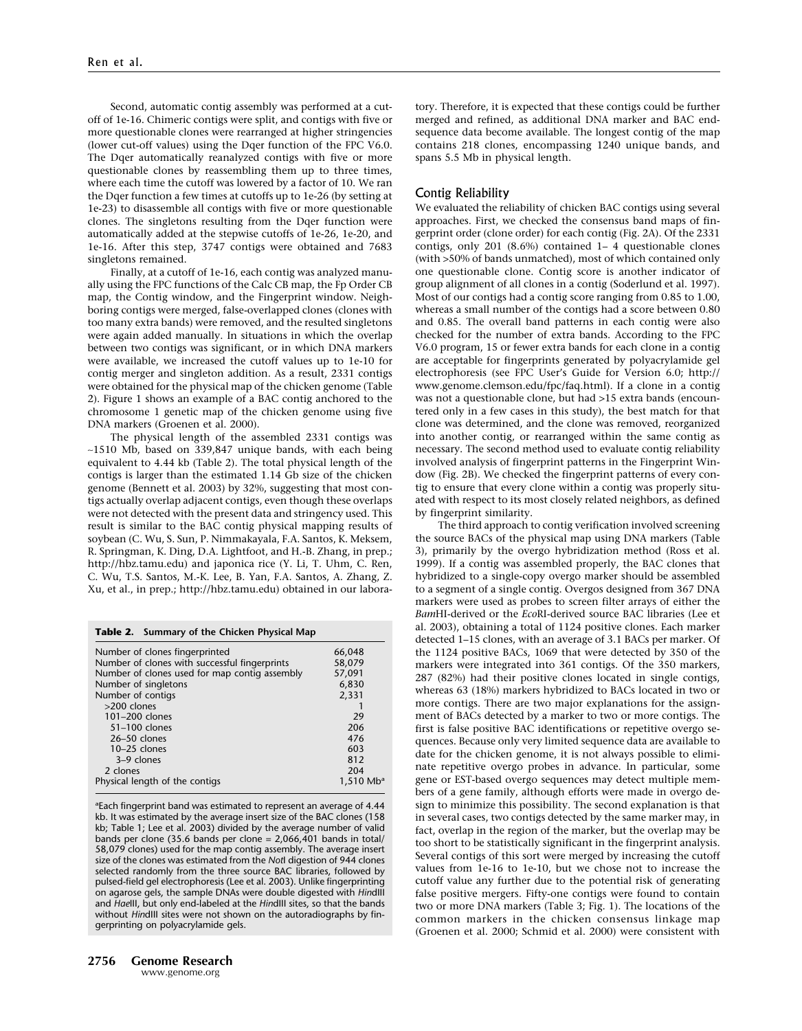Second, automatic contig assembly was performed at a cutoff of 1e-16. Chimeric contigs were split, and contigs with five or more questionable clones were rearranged at higher stringencies (lower cut-off values) using the Dqer function of the FPC V6.0. The Dqer automatically reanalyzed contigs with five or more questionable clones by reassembling them up to three times, where each time the cutoff was lowered by a factor of 10. We ran the Dqer function a few times at cutoffs up to 1e-26 (by setting at 1e-23) to disassemble all contigs with five or more questionable clones. The singletons resulting from the Dqer function were automatically added at the stepwise cutoffs of 1e-26, 1e-20, and 1e-16. After this step, 3747 contigs were obtained and 7683 singletons remained.

Finally, at a cutoff of 1e-16, each contig was analyzed manually using the FPC functions of the Calc CB map, the Fp Order CB map, the Contig window, and the Fingerprint window. Neighboring contigs were merged, false-overlapped clones (clones with too many extra bands) were removed, and the resulted singletons were again added manually. In situations in which the overlap between two contigs was significant, or in which DNA markers were available, we increased the cutoff values up to 1e-10 for contig merger and singleton addition. As a result, 2331 contigs were obtained for the physical map of the chicken genome (Table 2). Figure 1 shows an example of a BAC contig anchored to the chromosome 1 genetic map of the chicken genome using five DNA markers (Groenen et al. 2000).

The physical length of the assembled 2331 contigs was ~1510 Mb, based on 339,847 unique bands, with each being equivalent to 4.44 kb (Table 2). The total physical length of the contigs is larger than the estimated 1.14 Gb size of the chicken genome (Bennett et al. 2003) by 32%, suggesting that most contigs actually overlap adjacent contigs, even though these overlaps were not detected with the present data and stringency used. This result is similar to the BAC contig physical mapping results of soybean (C. Wu, S. Sun, P. Nimmakayala, F.A. Santos, K. Meksem, R. Springman, K. Ding, D.A. Lightfoot, and H.-B. Zhang, in prep.; http://hbz.tamu.edu) and japonica rice (Y. Li, T. Uhm, C. Ren, C. Wu, T.S. Santos, M.-K. Lee, B. Yan, F.A. Santos, A. Zhang, Z. Xu, et al., in prep.; http://hbz.tamu.edu) obtained in our laboratory. Therefore, it is expected that these contigs could be further merged and refined, as additional DNA marker and BAC end-sequence data become available. The longest contig of the map contains 218 clones, encompassing 1240 unique bands, and spans 5.5 Mb in physical length.

**Table 2.** Summary of the Chicken Physical Map

| | |
|---|---|
| Number of clones fingerprinted | 66,048 |
| Number of clones with successful fingerprints | 58,079 |
| Number of clones used for map contig assembly | 57,091 |
| Number of singletons | 6,830 |
| Number of contigs | 2,331 |
| >200 clones | 1 |
| 101–200 clones | 29 |
| 51–100 clones | 206 |
| 26–50 clones | 476 |
| 10–25 clones | 603 |
| 3–9 clones | 812 |
| 2 clones | 204 |
| Physical length of the contigs | 1,510 Mb[a] |

[a]Each fingerprint band was estimated to represent an average of 4.44 kb. It was estimated by the average insert size of the BAC clones (158 kb; Table 1; Lee et al. 2003) divided by the average number of valid bands per clone (35.6 bands per clone = 2,066,401 bands in total/ 58,079 clones) used for the map contig assembly. The average insert size of the clones was estimated from the *Not*I digestion of 944 clones selected randomly from the three source BAC libraries, followed by pulsed-field gel electrophoresis (Lee et al. 2003). Unlike fingerprinting on agarose gels, the sample DNAs were double digested with *Hin*dIII and *Hae*III, but only end-labeled at the *Hin*dIII sites, so that the bands without *Hin*dIII sites were not shown on the autoradiographs by fingerprinting on polyacrylamide gels.

## Contig Reliability

We evaluated the reliability of chicken BAC contigs using several approaches. First, we checked the consensus band maps of fingerprint order (clone order) for each contig (Fig. 2A). Of the 2331 contigs, only 201 (8.6%) contained 1– 4 questionable clones (with >50% of bands unmatched), most of which contained only one questionable clone. Contig score is another indicator of group alignment of all clones in a contig (Soderlund et al. 1997). Most of our contigs had a contig score ranging from 0.85 to 1.00, whereas a small number of the contigs had a score between 0.80 and 0.85. The overall band patterns in each contig were also checked for the number of extra bands. According to the FPC V6.0 program, 15 or fewer extra bands for each clone in a contig are acceptable for fingerprints generated by polyacrylamide gel electrophoresis (see FPC User's Guide for Version 6.0; http://www.genome.clemson.edu/fpc/faq.html). If a clone in a contig was not a questionable clone, but had >15 extra bands (encountered only in a few cases in this study), the best match for that clone was determined, and the clone was removed, reorganized into another contig, or rearranged within the same contig as necessary. The second method used to evaluate contig reliability involved analysis of fingerprint patterns in the Fingerprint Window (Fig. 2B). We checked the fingerprint patterns of every contig to ensure that every clone within a contig was properly situated with respect to its most closely related neighbors, as defined by fingerprint similarity.

The third approach to contig verification involved screening the source BACs of the physical map using DNA markers (Table 3), primarily by the overgo hybridization method (Ross et al. 1999). If a contig was assembled properly, the BAC clones that hybridized to a single-copy overgo marker should be assembled to a segment of a single contig. Overgos designed from 367 DNA markers were used as probes to screen filter arrays of either the *Bam*HI-derived or the *Eco*RI-derived source BAC libraries (Lee et al. 2003), obtaining a total of 1124 positive clones. Each marker detected 1–15 clones, with an average of 3.1 BACs per marker. Of the 1124 positive BACs, 1069 that were detected by 350 of the markers were integrated into 361 contigs. Of the 350 markers, 287 (82%) had their positive clones located in single contigs, whereas 63 (18%) markers hybridized to BACs located in two or more contigs. There are two major explanations for the assignment of BACs detected by a marker to two or more contigs. The first is false positive BAC identifications or repetitive overgo sequences. Because only very limited sequence data are available to date for the chicken genome, it is not always possible to eliminate repetitive overgo probes in advance. In particular, some gene or EST-based overgo sequences may detect multiple members of a gene family, although efforts were made in overgo design to minimize this possibility. The second explanation is that in several cases, two contigs detected by the same marker may, in fact, overlap in the region of the marker, but the overlap may be too short to be statistically significant in the fingerprint analysis. Several contigs of this sort were merged by increasing the cutoff values from 1e-16 to 1e-10, but we chose not to increase the cutoff value any further due to the potential risk of generating false positive mergers. Fifty-one contigs were found to contain two or more DNA markers (Table 3; Fig. 1). The locations of the common markers in the chicken consensus linkage map (Groenen et al. 2000; Schmid et al. 2000) were consistent with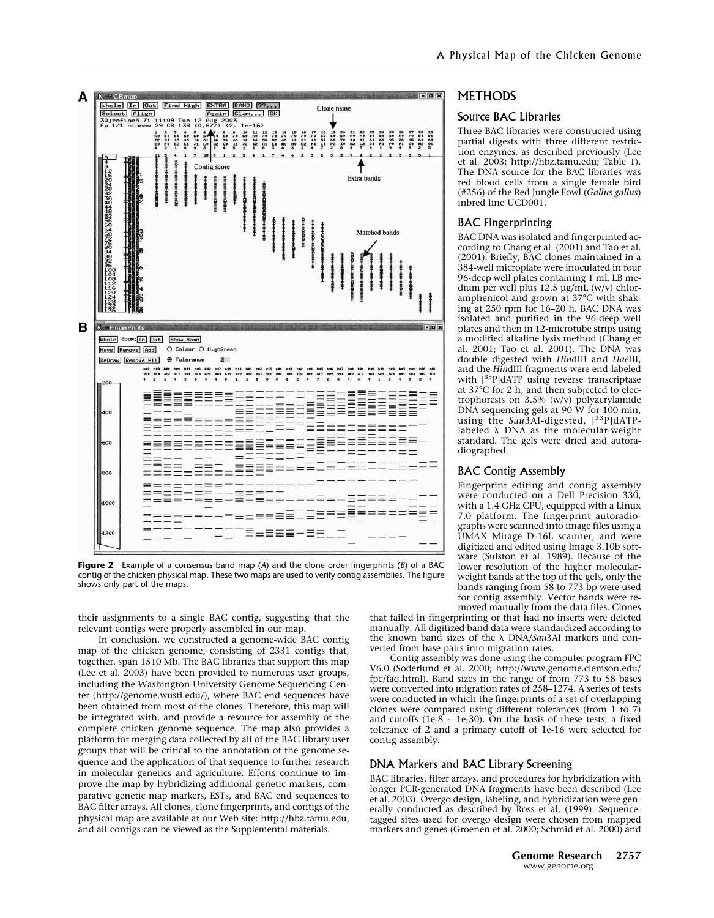**Figure 2** Example of a consensus band map (*A*) and the clone order fingerprints (*B*) of a BAC contig of the chicken physical map. These two maps are used to verify contig assemblies. The figure shows only part of the maps.

their assignments to a single BAC contig, suggesting that the relevant contigs were properly assembled in our map.

In conclusion, we constructed a genome-wide BAC contig map of the chicken genome, consisting of 2331 contigs that, together, span 1510 Mb. The BAC libraries that support this map (Lee et al. 2003) have been provided to numerous user groups, including the Washington University Genome Sequencing Center (http://genome.wustl.edu/), where BAC end sequences have been obtained from most of the clones. Therefore, this map will be integrated with, and provide a resource for assembly of the complete chicken genome sequence. The map also provides a platform for merging data collected by all of the BAC library user groups that will be critical to the annotation of the genome sequence and the application of that sequence to further research in molecular genetics and agriculture. Efforts continue to improve the map by hybridizing additional genetic markers, comparative genetic map markers, ESTs, and BAC end sequences to BAC filter arrays. All clones, clone fingerprints, and contigs of the physical map are available at our Web site: http://hbz.tamu.edu, and all contigs can be viewed as the Supplemental materials.

## METHODS

### Source BAC Libraries

Three BAC libraries were constructed using partial digests with three different restriction enzymes, as described previously (Lee et al. 2003; http://hbz.tamu.edu; Table 1). The DNA source for the BAC libraries was red blood cells from a single female bird (#256) of the Red Jungle Fowl (*Gallus gallus*) inbred line UCD001.

### BAC Fingerprinting

BAC DNA was isolated and fingerprinted according to Chang et al. (2001) and Tao et al. (2001). Briefly, BAC clones maintained in a 384-well microplate were inoculated in four 96-deep well plates containing 1 mL LB medium per well plus 12.5 µg/mL (w/v) chloramphenicol and grown at 37°C with shaking at 250 rpm for 16–20 h. BAC DNA was isolated and purified in the 96-deep well plates and then in 12-microtube strips using a modified alkaline lysis method (Chang et al. 2001; Tao et al. 2001). The DNA was double digested with *Hin*dIII and *Hae*III, and the *Hin*dIII fragments were end-labeled with [$^{33}$P]dATP using reverse transcriptase at 37°C for 2 h, and then subjected to electrophoresis on 3.5% (w/v) polyacrylamide DNA sequencing gels at 90 W for 100 min, using the *Sau*3AI-digested, [$^{33}$P]dATP-labeled λ DNA as the molecular-weight standard. The gels were dried and autoradiographed.

### BAC Contig Assembly

Fingerprint editing and contig assembly were conducted on a Dell Precision 330, with a 1.4 GHz CPU, equipped with a Linux 7.0 platform. The fingerprint autoradiographs were scanned into image files using a UMAX Mirage D-16L scanner, and were digitized and edited using Image 3.10b software (Sulston et al. 1989). Because of the lower resolution of the higher molecular-weight bands at the top of the gels, only the bands ranging from 58 to 773 bp were used for contig assembly. Vector bands were removed manually from the data files. Clones that failed in fingerprinting or that had no inserts were deleted manually. All digitized band data were standardized according to the known band sizes of the λ DNA/*Sau*3AI markers and converted from base pairs into migration rates.

Contig assembly was done using the computer program FPC V6.0 (Soderlund et al. 2000; http://www.genome.clemson.edu/fpc/faq.html). Band sizes in the range of from 773 to 58 bases were converted into migration rates of 258–1274. A series of tests were conducted in which the fingerprints of a set of overlapping clones were compared using different tolerances (from 1 to 7) and cutoffs (1e-8 ~ 1e-30). On the basis of these tests, a fixed tolerance of 2 and a primary cutoff of 1e-16 were selected for contig assembly.

### DNA Markers and BAC Library Screening

BAC libraries, filter arrays, and procedures for hybridization with longer PCR-generated DNA fragments have been described (Lee et al. 2003). Overgo design, labeling, and hybridization were generally conducted as described by Ross et al. (1999). Sequence-tagged sites used for overgo design were chosen from mapped markers and genes (Groenen et al. 2000; Schmid et al. 2000) and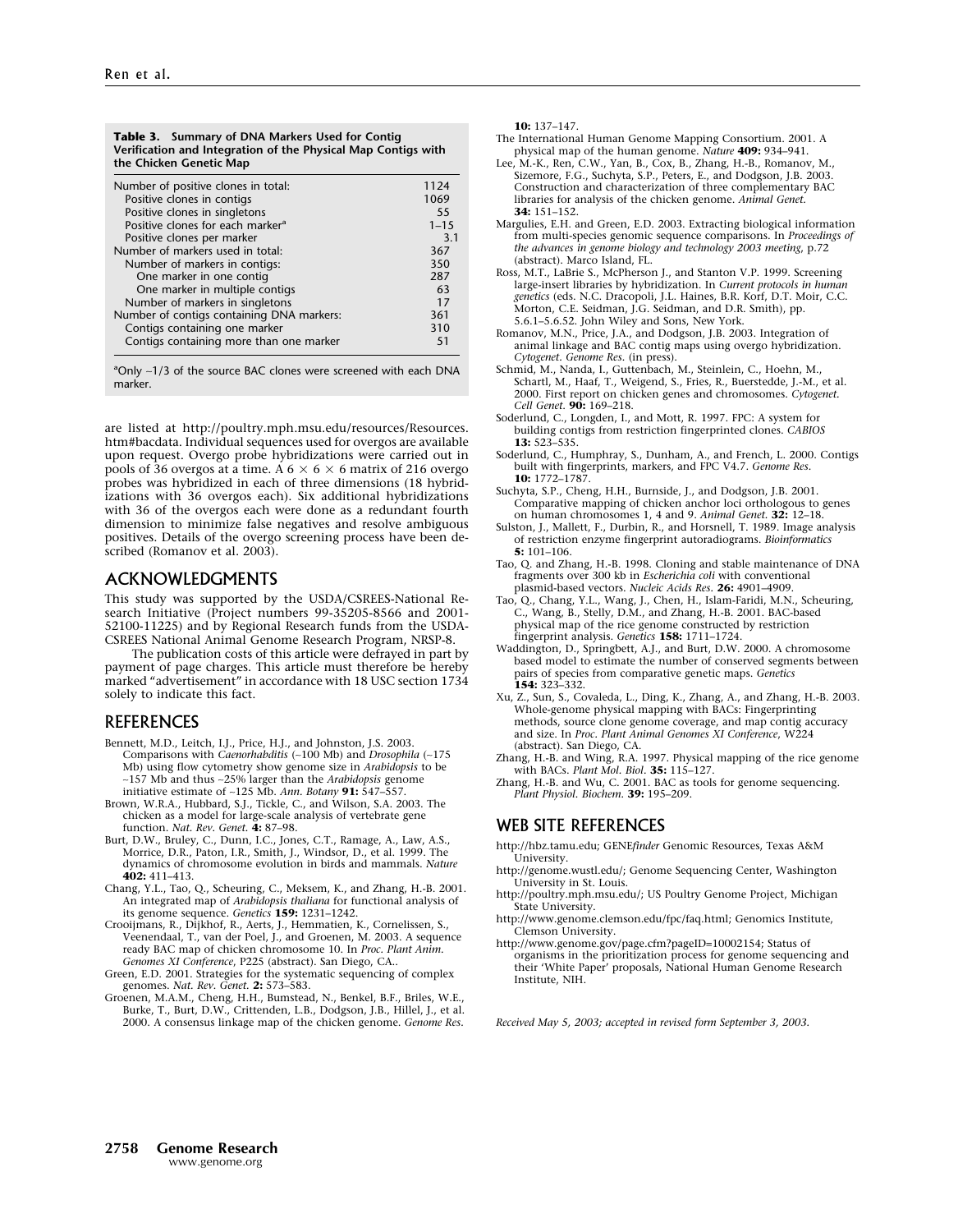**Table 3. Summary of DNA Markers Used for Contig Verification and Integration of the Physical Map Contigs with the Chicken Genetic Map**

| | |
|---|---|
| Number of positive clones in total: | 1124 |
| Positive clones in contigs | 1069 |
| Positive clones in singletons | 55 |
| Positive clones for each marker[a] | 1–15 |
| Positive clones per marker | 3.1 |
| Number of markers used in total: | 367 |
| Number of markers in contigs: | 350 |
| One marker in one contig | 287 |
| One marker in multiple contigs | 63 |
| Number of markers in singletons | 17 |
| Number of contigs containing DNA markers: | 361 |
| Contigs containing one marker | 310 |
| Contigs containing more than one marker | 51 |

[a]Only ~1/3 of the source BAC clones were screened with each DNA marker.

are listed at http://poultry.mph.msu.edu/resources/Resources.htm#bacdata. Individual sequences used for overgos are available upon request. Overgo probe hybridizations were carried out in pools of 36 overgos at a time. A $6 \times 6 \times 6$ matrix of 216 overgo probes was hybridized in each of three dimensions (18 hybridizations with 36 overgos each). Six additional hybridizations with 36 of the overgos each were done as a redundant fourth dimension to minimize false negatives and resolve ambiguous positives. Details of the overgo screening process have been described (Romanov et al. 2003).

## ACKNOWLEDGMENTS

This study was supported by the USDA/CSREES-National Research Initiative (Project numbers 99-35205-8566 and 2001-52100-11225) and by Regional Research funds from the USDA-CSREES National Animal Genome Research Program, NRSP-8.

The publication costs of this article were defrayed in part by payment of page charges. This article must therefore be hereby marked "advertisement" in accordance with 18 USC section 1734 solely to indicate this fact.

## REFERENCES

Bennett, M.D., Leitch, I.J., Price, H.J., and Johnston, J.S. 2003. Comparisons with *Caenorhabditis* (~100 Mb) and *Drosophila* (~175 Mb) using flow cytometry show genome size in *Arabidopsis* to be ~157 Mb and thus ~25% larger than the *Arabidopsis* genome initiative estimate of ~125 Mb. *Ann. Botany* **91:** 547–557.

Brown, W.R.A., Hubbard, S.J., Tickle, C., and Wilson, S.A. 2003. The chicken as a model for large-scale analysis of vertebrate gene function. *Nat. Rev. Genet.* **4:** 87–98.

Burt, D.W., Bruley, C., Dunn, I.C., Jones, C.T., Ramage, A., Law, A.S., Morrice, D.R., Paton, I.R., Smith, J., Windsor, D., et al. 1999. The dynamics of chromosome evolution in birds and mammals. *Nature* **402:** 411–413.

Chang, Y.L., Tao, Q., Scheuring, C., Meksem, K., and Zhang, H.-B. 2001. An integrated map of *Arabidopsis thaliana* for functional analysis of its genome sequence. *Genetics* **159:** 1231–1242.

Crooijmans, R., Dijkhof, R., Aerts, J., Hemmatien, K., Cornelissen, S., Veenendaal, T., van der Poel, J., and Groenen, M. 2003. A sequence ready BAC map of chicken chromosome 10. In *Proc. Plant Anim. Genomes XI Conference*, P225 (abstract). San Diego, CA..

Green, E.D. 2001. Strategies for the systematic sequencing of complex genomes. *Nat. Rev. Genet.* **2:** 573–583.

Groenen, M.A.M., Cheng, H.H., Bumstead, N., Benkel, B.F., Briles, W.E., Burke, T., Burt, D.W., Crittenden, L.B., Dodgson, J.B., Hillel, J., et al. 2000. A consensus linkage map of the chicken genome. *Genome Res.* **10:** 137–147.

The International Human Genome Mapping Consortium. 2001. A physical map of the human genome. *Nature* **409:** 934–941.

Lee, M.-K., Ren, C.W., Yan, B., Cox, B., Zhang, H.-B., Romanov, M., Sizemore, F.G., Suchyta, S.P., Peters, E., and Dodgson, J.B. 2003. Construction and characterization of three complementary BAC libraries for analysis of the chicken genome. *Animal Genet.* **34:** 151–152.

Margulies, E.H. and Green, E.D. 2003. Extracting biological information from multi-species genomic sequence comparisons. In *Proceedings of the advances in genome biology and technology 2003 meeting*, p.72 (abstract). Marco Island, FL.

Ross, M.T., LaBrie S., McPherson J., and Stanton V.P. 1999. Screening large-insert libraries by hybridization. In *Current protocols in human genetics* (eds. N.C. Dracopoli, J.L. Haines, B.R. Korf, D.T. Moir, C.C. Morton, C.E. Seidman, J.G. Seidman, and D.R. Smith), pp. 5.6.1–5.6.52. John Wiley and Sons, New York.

Romanov, M.N., Price, J.A., and Dodgson, J.B. 2003. Integration of animal linkage and BAC contig maps using overgo hybridization. *Cytogenet. Genome Res.* (in press).

Schmid, M., Nanda, I., Guttenbach, M., Steinlein, C., Hoehn, M., Schartl, M., Haaf, T., Weigend, S., Fries, R., Buerstedde, J.-M., et al. 2000. First report on chicken genes and chromosomes. *Cytogenet. Cell Genet.* **90:** 169–218.

Soderlund, C., Longden, I., and Mott, R. 1997. FPC: A system for building contigs from restriction fingerprinted clones. *CABIOS* **13:** 523–535.

Soderlund, C., Humphray, S., Dunham, A., and French, L. 2000. Contigs built with fingerprints, markers, and FPC V4.7. *Genome Res.* **10:** 1772–1787.

Suchyta, S.P., Cheng, H.H., Burnside, J., and Dodgson, J.B. 2001. Comparative mapping of chicken anchor loci orthologous to genes on human chromosomes 1, 4 and 9. *Animal Genet.* **32:** 12–18.

Sulston, J., Mallett, F., Durbin, R., and Horsnell, T. 1989. Image analysis of restriction enzyme fingerprint autoradiograms. *Bioinformatics* **5:** 101–106.

Tao, Q. and Zhang, H.-B. 1998. Cloning and stable maintenance of DNA fragments over 300 kb in *Escherichia coli* with conventional plasmid-based vectors. *Nucleic Acids Res.* **26:** 4901–4909.

Tao, Q., Chang, Y.L., Wang, J., Chen, H., Islam-Faridi, M.N., Scheuring, C., Wang, B., Stelly, D.M., and Zhang, H.-B. 2001. BAC-based physical map of the rice genome constructed by restriction fingerprint analysis. *Genetics* **158:** 1711–1724.

Waddington, D., Springbett, A.J., and Burt, D.W. 2000. A chromosome based model to estimate the number of conserved segments between pairs of species from comparative genetic maps. *Genetics* **154:** 323–332.

Xu, Z., Sun, S., Covaleda, L., Ding, K., Zhang, A., and Zhang, H.-B. 2003. Whole-genome physical mapping with BACs: Fingerprinting methods, source clone genome coverage, and map contig accuracy and size. In *Proc. Plant Animal Genomes XI Conference*, W224 (abstract). San Diego, CA.

Zhang, H.-B. and Wing, R.A. 1997. Physical mapping of the rice genome with BACs. *Plant Mol. Biol.* **35:** 115–127.

Zhang, H.-B. and Wu, C. 2001. BAC as tools for genome sequencing. *Plant Physiol. Biochem.* **39:** 195–209.

## WEB SITE REFERENCES

http://hbz.tamu.edu; GENE*finder* Genomic Resources, Texas A&M University.

http://genome.wustl.edu/; Genome Sequencing Center, Washington University in St. Louis.

http://poultry.mph.msu.edu/; US Poultry Genome Project, Michigan State University.

http://www.genome.clemson.edu/fpc/faq.html; Genomics Institute, Clemson University.

http://www.genome.gov/page.cfm?pageID=10002154; Status of organisms in the prioritization process for genome sequencing and their 'White Paper' proposals, National Human Genome Research Institute, NIH.

*Received May 5, 2003; accepted in revised form September 3, 2003.*